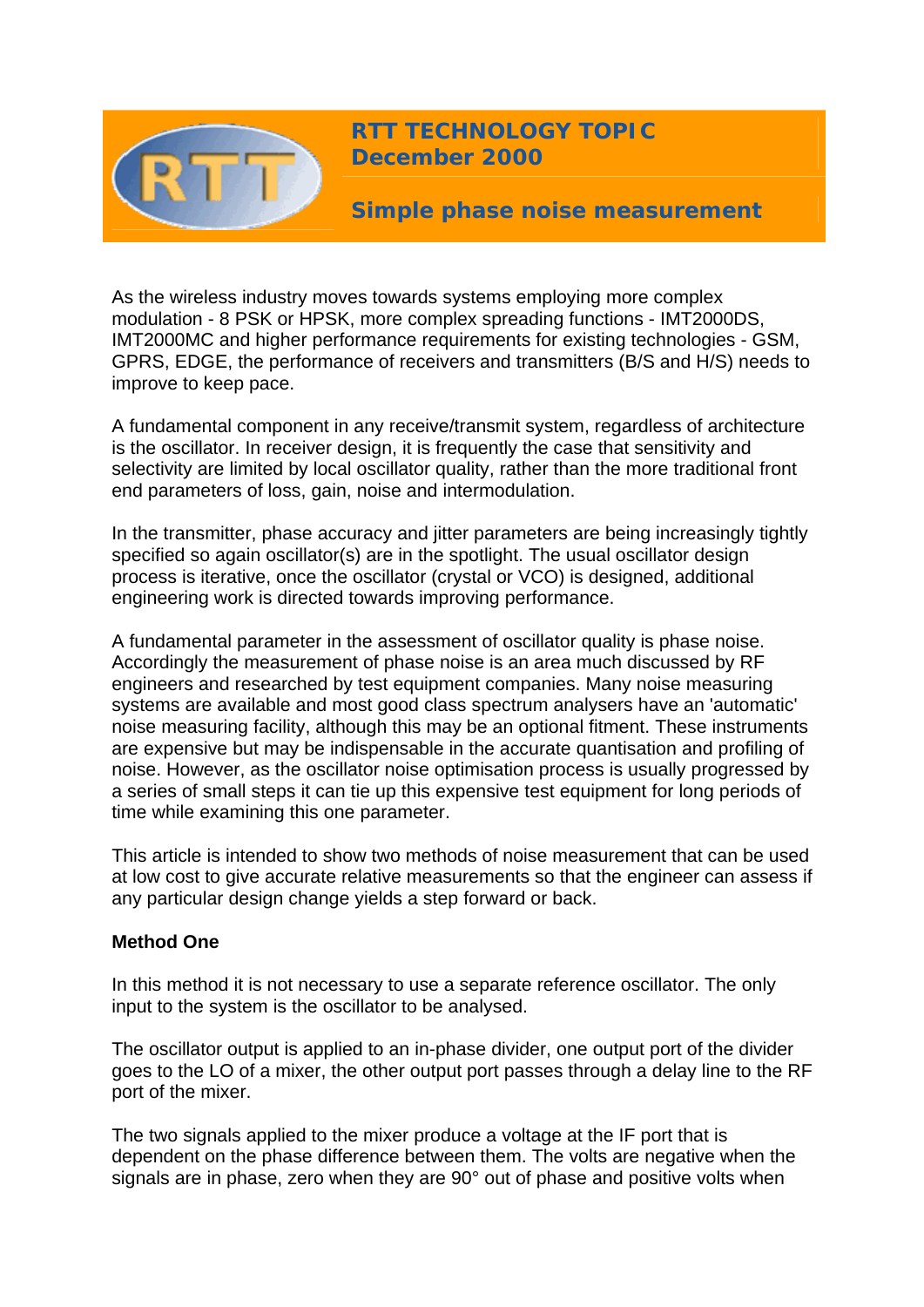# RTT TECHNOLOGY TOPIC December 2000

## Simple phase noise measurement

As the wireless industry moves towards systems employing more complex modulation - 8 PSK or HPSK, more complex spreading functions - IMT2000DS, IMT2000MC and higher performance requirements for existing technologies - GSM, GPRS, EDGE, the performance of receivers and transmitters (B/S and H/S) needs to improve to keep pace.

A fundamental component in any receive/transmit system, regardless of architecture is the oscillator. In receiver design, it is frequently the case that sensitivity and selectivity are limited by local oscillator quality, rather than the more traditional front end parameters of loss, gain, noise and intermodulation.

In the transmitter, phase accuracy and jitter parameters are being increasingly tightly specified so again oscillator(s) are in the spotlight. The usual oscillator design process is iterative, once the oscillator (crystal or VCO) is designed, additional engineering work is directed towards improving performance.

A fundamental parameter in the assessment of oscillator quality is phase noise. Accordingly the measurement of phase noise is an area much discussed by RF engineers and researched by test equipment companies. Many noise measuring systems are available and most good class spectrum analysers have an 'automatic' noise measuring facility, although this may be an optional fitment. These instruments are expensive but may be indispensable in the accurate quantisation and profiling of noise. However, as the oscillator noise optimisation process is usually progressed by a series of small steps it can tie up this expensive test equipment for long periods of time while examining this one parameter.

This article is intended to show two methods of noise measurement that can be used at low cost to give accurate relative measurements so that the engineer can assess if any particular design change yields a step forward or back.

**Method One**

In this method it is not necessary to use a separate reference oscillator. The only input to the system is the oscillator to be analysed.

The oscillator output is applied to an in-phase divider, one output port of the divider goes to the LO of a mixer, the other output port passes through a delay line to the RF port of the mixer.

The two signals applied to the mixer produce a voltage at the IF port that is dependent on the phase difference between them. The volts are negative when the signals are in phase, zero when they are 90° out of phase and positive volts when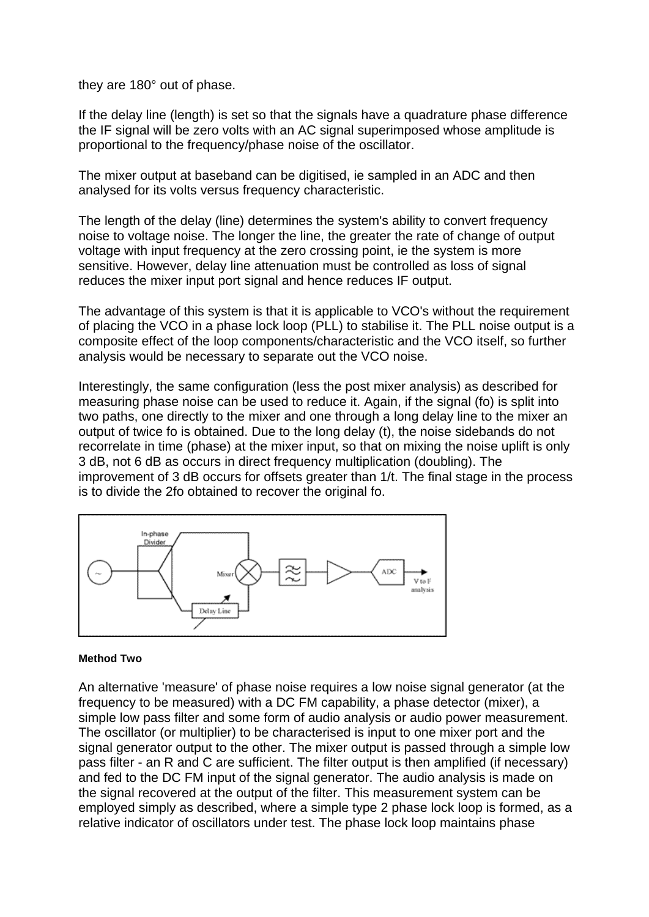they are 180° out of phase.

If the delay line (length) is set so that the signals have a quadrature phase difference the IF signal will be zero volts with an AC signal superimposed whose amplitude is proportional to the frequency/phase noise of the oscillator.

The mixer output at baseband can be digitised, ie sampled in an ADC and then analysed for its volts versus frequency characteristic.

The length of the delay (line) determines the system's ability to convert frequency noise to voltage noise. The longer the line, the greater the rate of change of output voltage with input frequency at the zero crossing point, ie the system is more sensitive. However, delay line attenuation must be controlled as loss of signal reduces the mixer input port signal and hence reduces IF output.

The advantage of this system is that it is applicable to VCO's without the requirement of placing the VCO in a phase lock loop (PLL) to stabilise it. The PLL noise output is a composite effect of the loop components/characteristic and the VCO itself, so further analysis would be necessary to separate out the VCO noise.

Interestingly, the same configuration (less the post mixer analysis) as described for measuring phase noise can be used to reduce it. Again, if the signal (fo) is split into two paths, one directly to the mixer and one through a long delay line to the mixer an output of twice fo is obtained. Due to the long delay (t), the noise sidebands do not recorrelate in time (phase) at the mixer input, so that on mixing the noise uplift is only 3 dB, not 6 dB as occurs in direct frequency multiplication (doubling). The improvement of 3 dB occurs for offsets greater than 1/t. The final stage in the process is to divide the 2fo obtained to recover the original fo.

#### Method Two

An alternative 'measure' of phase noise requires a low noise signal generator (at the frequency to be measured) with a DC FM capability, a phase detector (mixer), a simple low pass filter and some form of audio analysis or audio power measurement. The oscillator (or multiplier) to be characterised is input to one mixer port and the signal generator output to the other. The mixer output is passed through a simple low pass filter - an R and C are sufficient. The filter output is then amplified (if necessary) and fed to the DC FM input of the signal generator. The audio analysis is made on the signal recovered at the output of the filter. This measurement system can be employed simply as described, where a simple type 2 phase lock loop is formed, as a relative indicator of oscillators under test. The phase lock loop maintains phase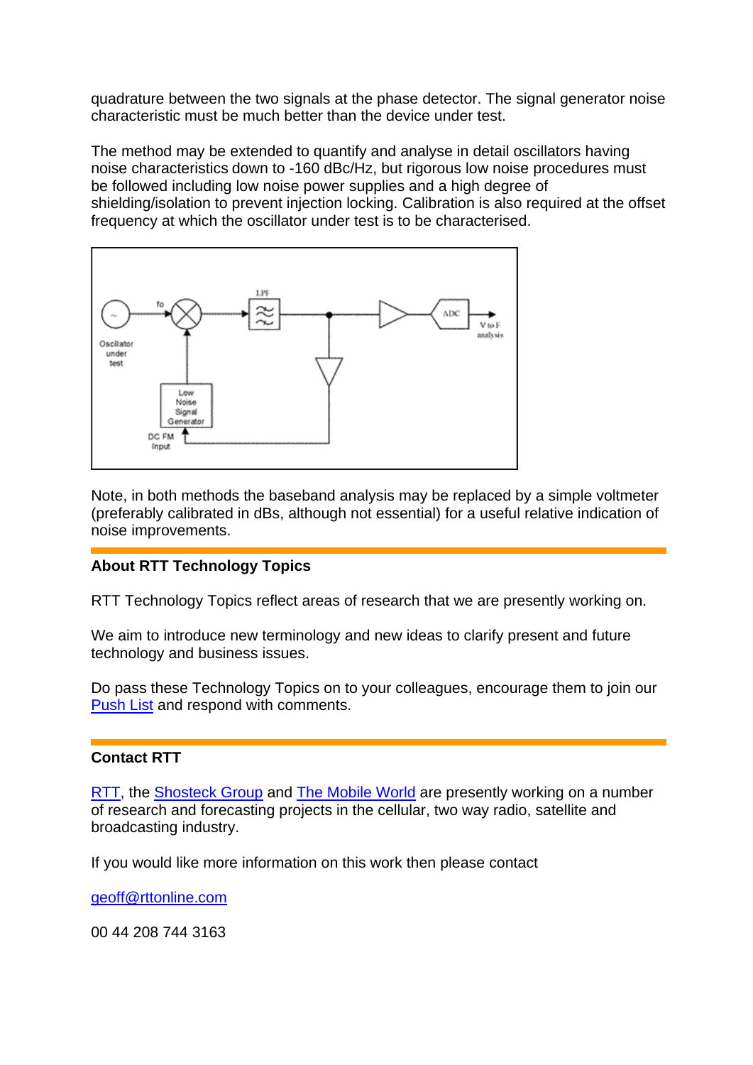quadrature between the two signals at the phase detector. The signal generator noise characteristic must be much better than the device under test.

The method may be extended to quantify and analyse in detail oscillators having noise characteristics down to -160 dBc/Hz, but rigorous low noise procedures must be followed including low noise power supplies and a high degree of shielding/isolation to prevent injection locking. Calibration is also required at the offset frequency at which the oscillator under test is to be characterised.

fo

LPF

ADC

V to F analysis

Oscillator under test

Low Noise Signal Generator

DC FM Input

Note, in both methods the baseband analysis may be replaced by a simple voltmeter (preferably calibrated in dBs, although not essential) for a useful relative indication of noise improvements.

---

**About RTT Technology Topics**

RTT Technology Topics reflect areas of research that we are presently working on.

We aim to introduce new terminology and new ideas to clarify present and future technology and business issues.

Do pass these Technology Topics on to your colleagues, encourage them to join our Push List and respond with comments.

---

**Contact RTT**

RTT, the Shosteck Group and The Mobile World are presently working on a number of research and forecasting projects in the cellular, two way radio, satellite and broadcasting industry.

If you would like more information on this work then please contact

geoff@rttonline.com

00 44 208 744 3163